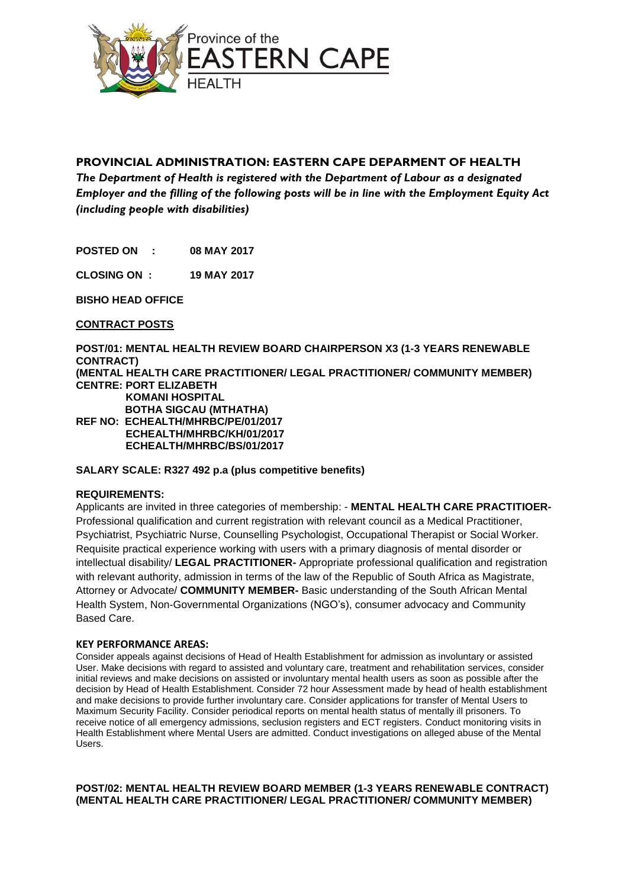Province of the
EASTERN CAPE
HEALTH

## PROVINCIAL ADMINISTRATION: EASTERN CAPE DEPARMENT OF HEALTH

*The Department of Health is registered with the Department of Labour as a designated Employer and the filling of the following posts will be in line with the Employment Equity Act (including people with disabilities)*

**POSTED ON : 08 MAY 2017**

**CLOSING ON : 19 MAY 2017**

**BISHO HEAD OFFICE**

**CONTRACT POSTS**

**POST/01: MENTAL HEALTH REVIEW BOARD CHAIRPERSON X3 (1-3 YEARS RENEWABLE CONTRACT)**
**(MENTAL HEALTH CARE PRACTITIONER/ LEGAL PRACTITIONER/ COMMUNITY MEMBER)**
**CENTRE: PORT ELIZABETH**
**KOMANI HOSPITAL**
**BOTHA SIGCAU (MTHATHA)**
**REF NO: ECHEALTH/MHRBC/PE/01/2017**
**ECHEALTH/MHRBC/KH/01/2017**
**ECHEALTH/MHRBC/BS/01/2017**

**SALARY SCALE: R327 492 p.a (plus competitive benefits)**

**REQUIREMENTS:**

Applicants are invited in three categories of membership: - **MENTAL HEALTH CARE PRACTITIOER-** Professional qualification and current registration with relevant council as a Medical Practitioner, Psychiatrist, Psychiatric Nurse, Counselling Psychologist, Occupational Therapist or Social Worker. Requisite practical experience working with users with a primary diagnosis of mental disorder or intellectual disability/ **LEGAL PRACTITIONER-** Appropriate professional qualification and registration with relevant authority, admission in terms of the law of the Republic of South Africa as Magistrate, Attorney or Advocate/ **COMMUNITY MEMBER-** Basic understanding of the South African Mental Health System, Non-Governmental Organizations (NGO's), consumer advocacy and Community Based Care.

**KEY PERFORMANCE AREAS:**

Consider appeals against decisions of Head of Health Establishment for admission as involuntary or assisted User. Make decisions with regard to assisted and voluntary care, treatment and rehabilitation services, consider initial reviews and make decisions on assisted or involuntary mental health users as soon as possible after the decision by Head of Health Establishment. Consider 72 hour Assessment made by head of health establishment and make decisions to provide further involuntary care. Consider applications for transfer of Mental Users to Maximum Security Facility. Consider periodical reports on mental health status of mentally ill prisoners. To receive notice of all emergency admissions, seclusion registers and ECT registers. Conduct monitoring visits in Health Establishment where Mental Users are admitted. Conduct investigations on alleged abuse of the Mental Users.

**POST/02: MENTAL HEALTH REVIEW BOARD MEMBER (1-3 YEARS RENEWABLE CONTRACT)**
**(MENTAL HEALTH CARE PRACTITIONER/ LEGAL PRACTITIONER/ COMMUNITY MEMBER)**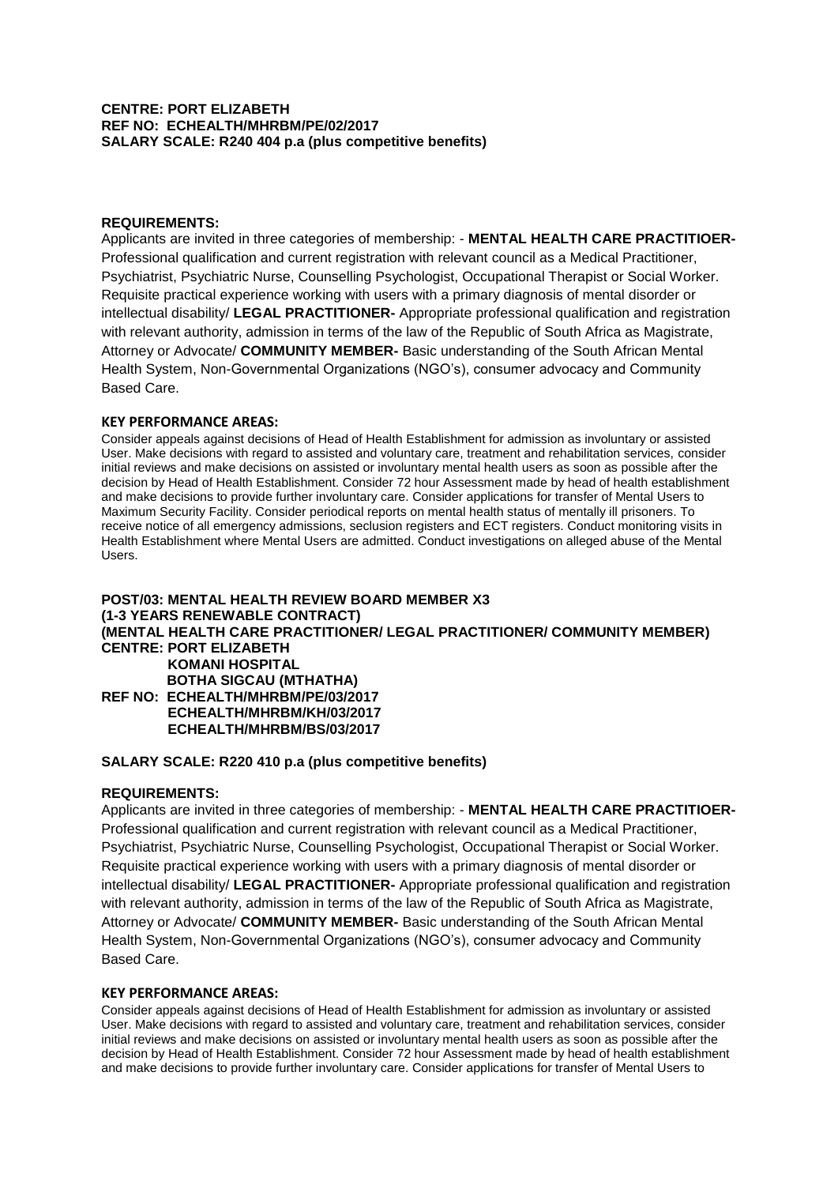**CENTRE: PORT ELIZABETH**
**REF NO: ECHEALTH/MHRBM/PE/02/2017**
**SALARY SCALE: R240 404 p.a (plus competitive benefits)**

**REQUIREMENTS:**

Applicants are invited in three categories of membership: - **MENTAL HEALTH CARE PRACTITIOER-** Professional qualification and current registration with relevant council as a Medical Practitioner, Psychiatrist, Psychiatric Nurse, Counselling Psychologist, Occupational Therapist or Social Worker. Requisite practical experience working with users with a primary diagnosis of mental disorder or intellectual disability/ **LEGAL PRACTITIONER-** Appropriate professional qualification and registration with relevant authority, admission in terms of the law of the Republic of South Africa as Magistrate, Attorney or Advocate/ **COMMUNITY MEMBER-** Basic understanding of the South African Mental Health System, Non-Governmental Organizations (NGO's), consumer advocacy and Community Based Care.

**KEY PERFORMANCE AREAS:**

Consider appeals against decisions of Head of Health Establishment for admission as involuntary or assisted User. Make decisions with regard to assisted and voluntary care, treatment and rehabilitation services, consider initial reviews and make decisions on assisted or involuntary mental health users as soon as possible after the decision by Head of Health Establishment. Consider 72 hour Assessment made by head of health establishment and make decisions to provide further involuntary care. Consider applications for transfer of Mental Users to Maximum Security Facility. Consider periodical reports on mental health status of mentally ill prisoners. To receive notice of all emergency admissions, seclusion registers and ECT registers. Conduct monitoring visits in Health Establishment where Mental Users are admitted. Conduct investigations on alleged abuse of the Mental Users.

**POST/03: MENTAL HEALTH REVIEW BOARD MEMBER X3**
**(1-3 YEARS RENEWABLE CONTRACT)**
**(MENTAL HEALTH CARE PRACTITIONER/ LEGAL PRACTITIONER/ COMMUNITY MEMBER)**
**CENTRE: PORT ELIZABETH**
**KOMANI HOSPITAL**
**BOTHA SIGCAU (MTHATHA)**
**REF NO: ECHEALTH/MHRBM/PE/03/2017**
**ECHEALTH/MHRBM/KH/03/2017**
**ECHEALTH/MHRBM/BS/03/2017**

**SALARY SCALE: R220 410 p.a (plus competitive benefits)**

**REQUIREMENTS:**

Applicants are invited in three categories of membership: - **MENTAL HEALTH CARE PRACTITIOER-** Professional qualification and current registration with relevant council as a Medical Practitioner, Psychiatrist, Psychiatric Nurse, Counselling Psychologist, Occupational Therapist or Social Worker. Requisite practical experience working with users with a primary diagnosis of mental disorder or intellectual disability/ **LEGAL PRACTITIONER-** Appropriate professional qualification and registration with relevant authority, admission in terms of the law of the Republic of South Africa as Magistrate, Attorney or Advocate/ **COMMUNITY MEMBER-** Basic understanding of the South African Mental Health System, Non-Governmental Organizations (NGO's), consumer advocacy and Community Based Care.

**KEY PERFORMANCE AREAS:**

Consider appeals against decisions of Head of Health Establishment for admission as involuntary or assisted User. Make decisions with regard to assisted and voluntary care, treatment and rehabilitation services, consider initial reviews and make decisions on assisted or involuntary mental health users as soon as possible after the decision by Head of Health Establishment. Consider 72 hour Assessment made by head of health establishment and make decisions to provide further involuntary care. Consider applications for transfer of Mental Users to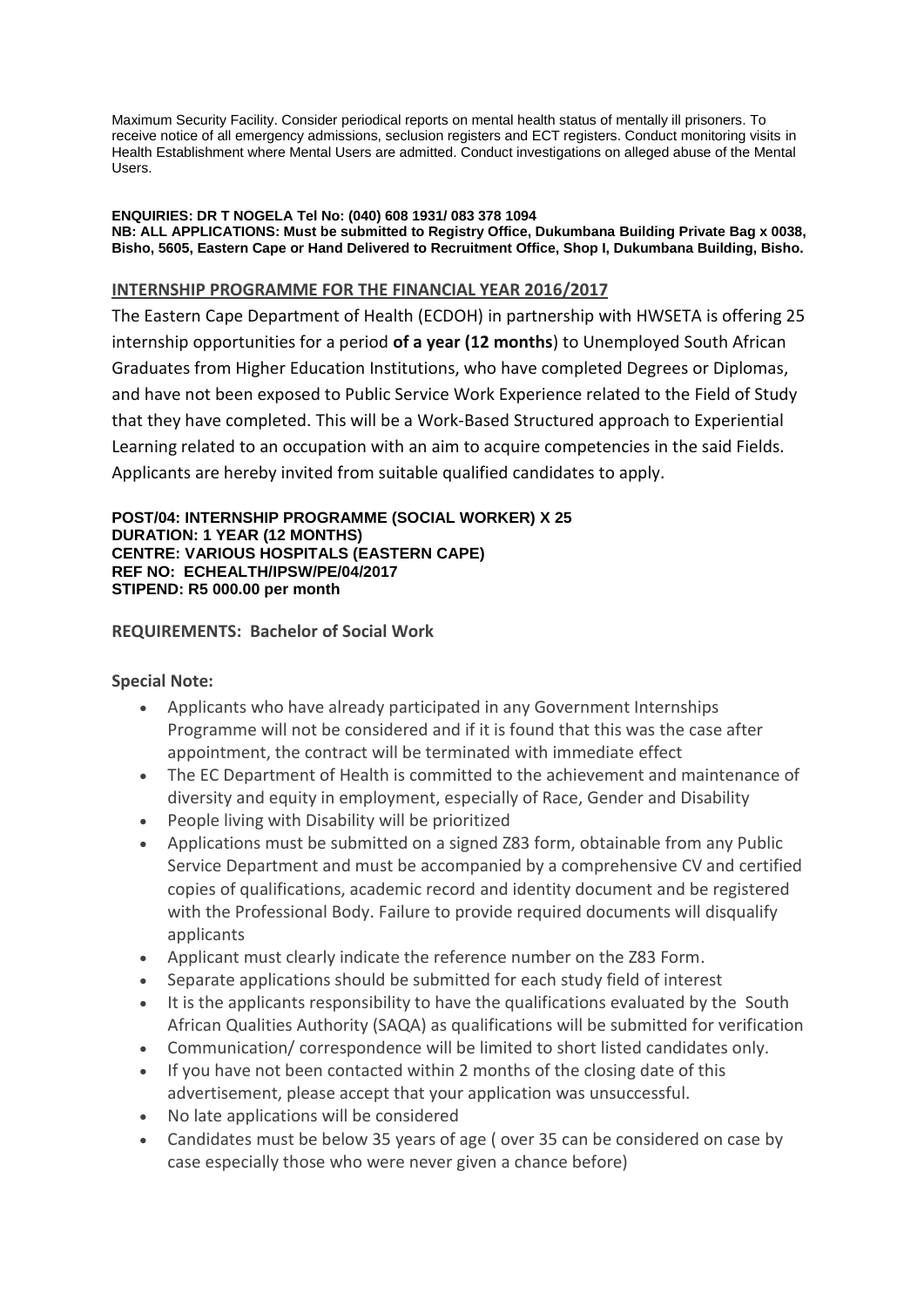Maximum Security Facility. Consider periodical reports on mental health status of mentally ill prisoners. To receive notice of all emergency admissions, seclusion registers and ECT registers. Conduct monitoring visits in Health Establishment where Mental Users are admitted. Conduct investigations on alleged abuse of the Mental Users.

**ENQUIRIES: DR T NOGELA Tel No: (040) 608 1931/ 083 378 1094**
**NB: ALL APPLICATIONS: Must be submitted to Registry Office, Dukumbana Building Private Bag x 0038, Bisho, 5605, Eastern Cape or Hand Delivered to Recruitment Office, Shop I, Dukumbana Building, Bisho.**

## INTERNSHIP PROGRAMME FOR THE FINANCIAL YEAR 2016/2017

The Eastern Cape Department of Health (ECDOH) in partnership with HWSETA is offering 25 internship opportunities for a period **of a year (12 months**) to Unemployed South African Graduates from Higher Education Institutions, who have completed Degrees or Diplomas, and have not been exposed to Public Service Work Experience related to the Field of Study that they have completed. This will be a Work-Based Structured approach to Experiential Learning related to an occupation with an aim to acquire competencies in the said Fields. Applicants are hereby invited from suitable qualified candidates to apply.

**POST/04: INTERNSHIP PROGRAMME (SOCIAL WORKER) X 25**
**DURATION: 1 YEAR (12 MONTHS)**
**CENTRE: VARIOUS HOSPITALS (EASTERN CAPE)**
**REF NO: ECHEALTH/IPSW/PE/04/2017**
**STIPEND: R5 000.00 per month**

**REQUIREMENTS: Bachelor of Social Work**

**Special Note:**

- Applicants who have already participated in any Government Internships Programme will not be considered and if it is found that this was the case after appointment, the contract will be terminated with immediate effect
- The EC Department of Health is committed to the achievement and maintenance of diversity and equity in employment, especially of Race, Gender and Disability
- People living with Disability will be prioritized
- Applications must be submitted on a signed Z83 form, obtainable from any Public Service Department and must be accompanied by a comprehensive CV and certified copies of qualifications, academic record and identity document and be registered with the Professional Body. Failure to provide required documents will disqualify applicants
- Applicant must clearly indicate the reference number on the Z83 Form.
- Separate applications should be submitted for each study field of interest
- It is the applicants responsibility to have the qualifications evaluated by the South African Qualities Authority (SAQA) as qualifications will be submitted for verification
- Communication/ correspondence will be limited to short listed candidates only.
- If you have not been contacted within 2 months of the closing date of this advertisement, please accept that your application was unsuccessful.
- No late applications will be considered
- Candidates must be below 35 years of age ( over 35 can be considered on case by case especially those who were never given a chance before)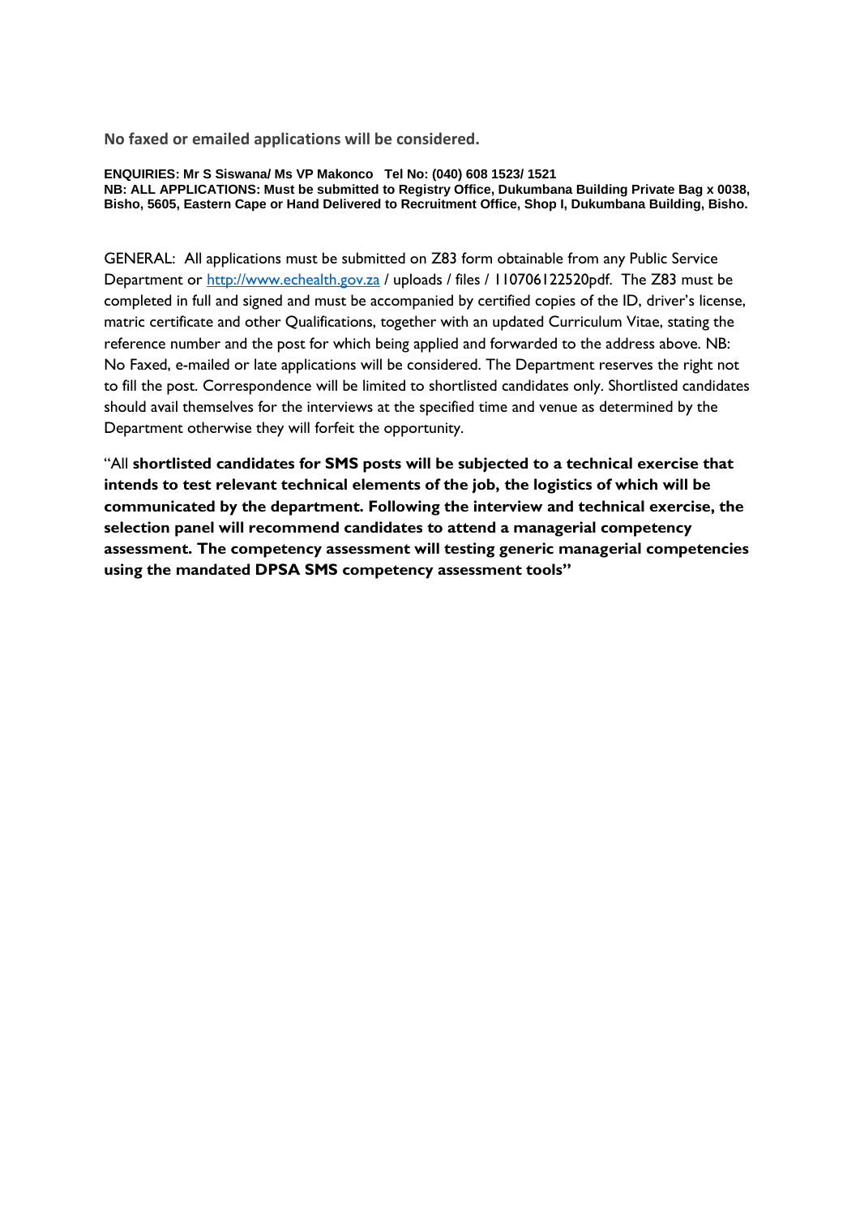**No faxed or emailed applications will be considered.**

**ENQUIRIES: Mr S Siswana/ Ms VP Makonco Tel No: (040) 608 1523/ 1521**
**NB: ALL APPLICATIONS: Must be submitted to Registry Office, Dukumbana Building Private Bag x 0038, Bisho, 5605, Eastern Cape or Hand Delivered to Recruitment Office, Shop I, Dukumbana Building, Bisho.**

GENERAL: All applications must be submitted on Z83 form obtainable from any Public Service Department or http://www.echealth.gov.za / uploads / files / 110706122520pdf. The Z83 must be completed in full and signed and must be accompanied by certified copies of the ID, driver's license, matric certificate and other Qualifications, together with an updated Curriculum Vitae, stating the reference number and the post for which being applied and forwarded to the address above. NB: No Faxed, e-mailed or late applications will be considered. The Department reserves the right not to fill the post. Correspondence will be limited to shortlisted candidates only. Shortlisted candidates should avail themselves for the interviews at the specified time and venue as determined by the Department otherwise they will forfeit the opportunity.

"All **shortlisted candidates for SMS posts will be subjected to a technical exercise that intends to test relevant technical elements of the job, the logistics of which will be communicated by the department. Following the interview and technical exercise, the selection panel will recommend candidates to attend a managerial competency assessment. The competency assessment will testing generic managerial competencies using the mandated DPSA SMS competency assessment tools"**